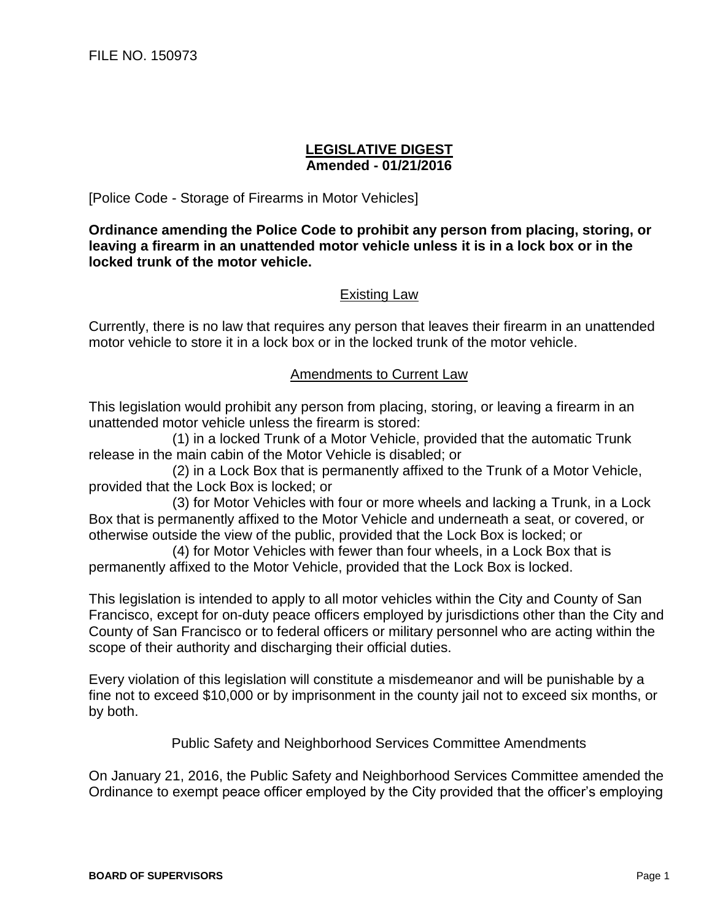FILE NO. 150973

**LEGISLATIVE DIGEST**
**Amended - 01/21/2016**

[Police Code - Storage of Firearms in Motor Vehicles]

**Ordinance amending the Police Code to prohibit any person from placing, storing, or leaving a firearm in an unattended motor vehicle unless it is in a lock box or in the locked trunk of the motor vehicle.**

## Existing Law

Currently, there is no law that requires any person that leaves their firearm in an unattended motor vehicle to store it in a lock box or in the locked trunk of the motor vehicle.

## Amendments to Current Law

This legislation would prohibit any person from placing, storing, or leaving a firearm in an unattended motor vehicle unless the firearm is stored:

(1) in a locked Trunk of a Motor Vehicle, provided that the automatic Trunk release in the main cabin of the Motor Vehicle is disabled; or

(2) in a Lock Box that is permanently affixed to the Trunk of a Motor Vehicle, provided that the Lock Box is locked; or

(3) for Motor Vehicles with four or more wheels and lacking a Trunk, in a Lock Box that is permanently affixed to the Motor Vehicle and underneath a seat, or covered, or otherwise outside the view of the public, provided that the Lock Box is locked; or

(4) for Motor Vehicles with fewer than four wheels, in a Lock Box that is permanently affixed to the Motor Vehicle, provided that the Lock Box is locked.

This legislation is intended to apply to all motor vehicles within the City and County of San Francisco, except for on-duty peace officers employed by jurisdictions other than the City and County of San Francisco or to federal officers or military personnel who are acting within the scope of their authority and discharging their official duties.

Every violation of this legislation will constitute a misdemeanor and will be punishable by a fine not to exceed $10,000 or by imprisonment in the county jail not to exceed six months, or by both.

## Public Safety and Neighborhood Services Committee Amendments

On January 21, 2016, the Public Safety and Neighborhood Services Committee amended the Ordinance to exempt peace officer employed by the City provided that the officer's employing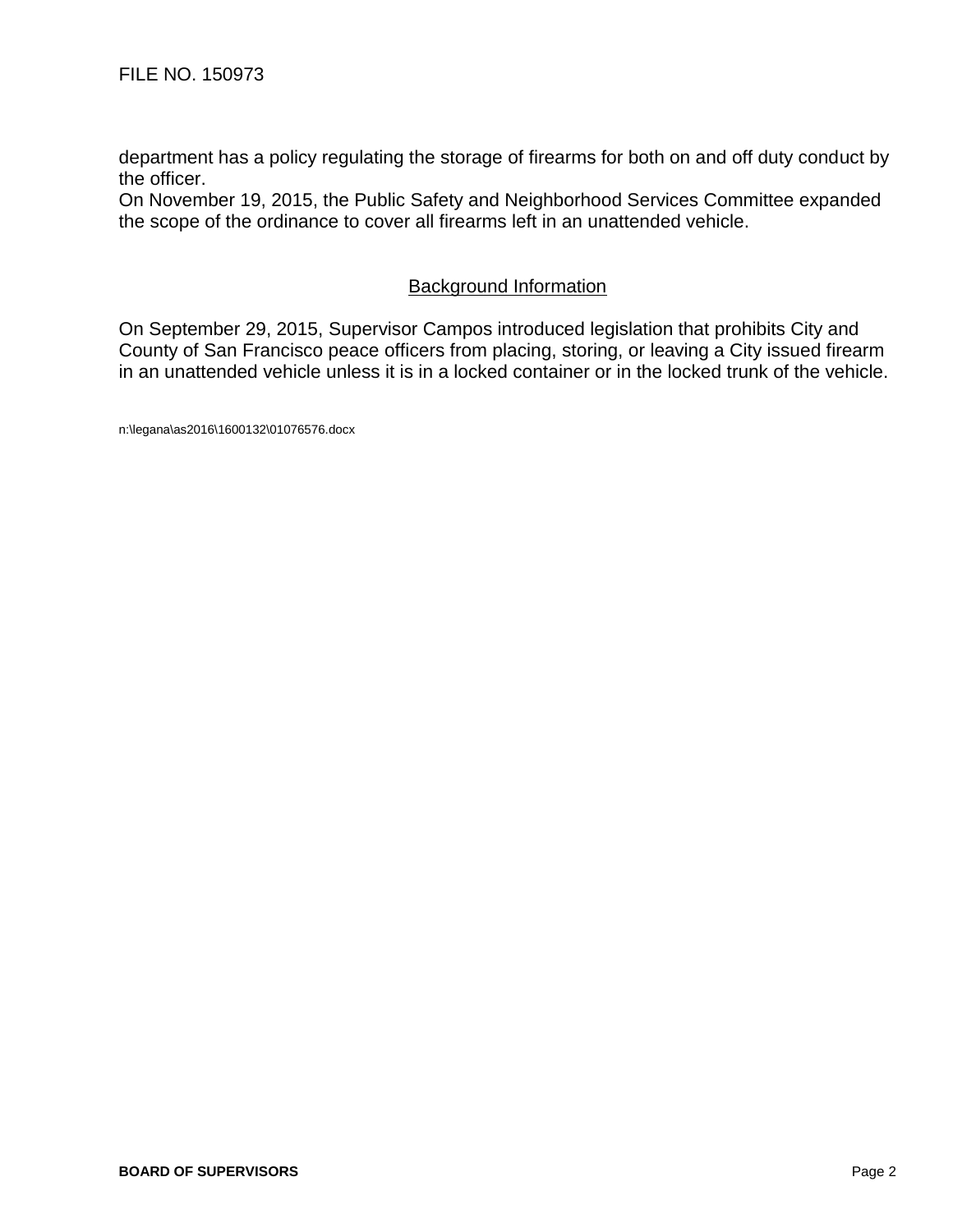department has a policy regulating the storage of firearms for both on and off duty conduct by the officer.
On November 19, 2015, the Public Safety and Neighborhood Services Committee expanded the scope of the ordinance to cover all firearms left in an unattended vehicle.

## Background Information

On September 29, 2015, Supervisor Campos introduced legislation that prohibits City and County of San Francisco peace officers from placing, storing, or leaving a City issued firearm in an unattended vehicle unless it is in a locked container or in the locked trunk of the vehicle.

n:\legana\as2016\1600132\01076576.docx